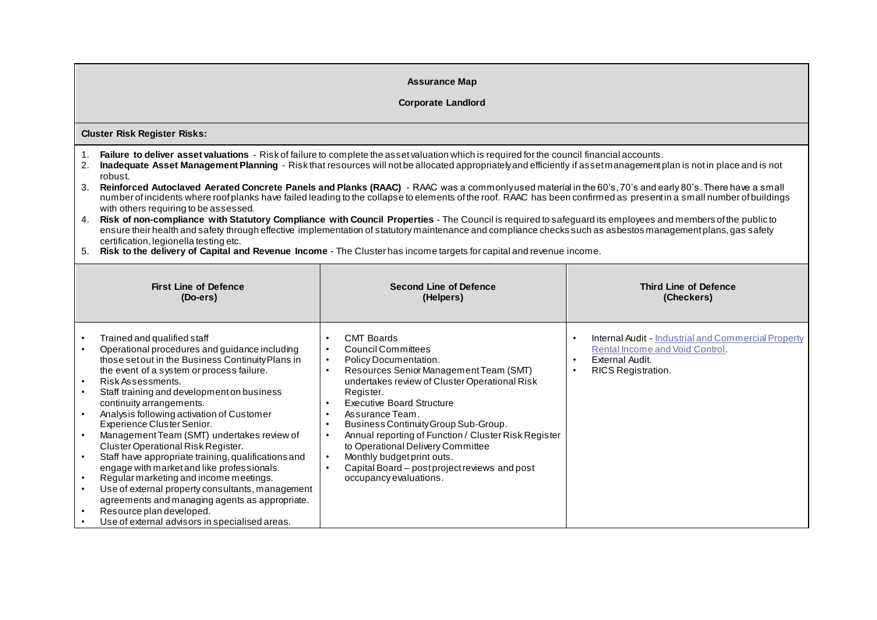## Assurance Map

### Corporate Landlord

**Cluster Risk Register Risks:**

1. **Failure to deliver asset valuations** - Risk of failure to complete the asset valuation which is required for the council financial accounts.
2. **Inadequate Asset Management Planning** - Risk that resources will not be allocated appropriately and efficiently if asset management plan is not in place and is not robust.
3. **Reinforced Autoclaved Aerated Concrete Panels and Planks (RAAC)** - RAAC was a commonly used material in the 60's, 70's and early 80's. There have a small number of incidents where roof planks have failed leading to the collapse to elements of the roof. RAAC has been confirmed as present in a small number of buildings with others requiring to be assessed.
4. **Risk of non-compliance with Statutory Compliance with Council Properties** - The Council is required to safeguard its employees and members of the public to ensure their health and safety through effective implementation of statutory maintenance and compliance checks such as asbestos management plans, gas safety certification, legionella testing etc.
5. **Risk to the delivery of Capital and Revenue Income** - The Cluster has income targets for capital and revenue income.

| First Line of Defence (Do-ers) | Second Line of Defence (Helpers) | Third Line of Defence (Checkers) |
|---|---|---|
| • Trained and qualified staff<br>• Operational procedures and guidance including those set out in the Business Continuity Plans in the event of a system or process failure.<br>• Risk Assessments.<br>• Staff training and development on business continuity arrangements.<br>• Analysis following activation of Customer Experience Cluster Senior.<br>• Management Team (SMT) undertakes review of Cluster Operational Risk Register.<br>• Staff have appropriate training, qualifications and engage with market and like professionals.<br>• Regular marketing and income meetings.<br>• Use of external property consultants, management agreements and managing agents as appropriate.<br>• Resource plan developed.<br>• Use of external advisors in specialised areas. | • CMT Boards<br>• Council Committees<br>• Policy Documentation.<br>• Resources Senior Management Team (SMT) undertakes review of Cluster Operational Risk Register.<br>• Executive Board Structure<br>• Assurance Team.<br>• Business Continuity Group Sub-Group.<br>• Annual reporting of Function / Cluster Risk Register to Operational Delivery Committee<br>• Monthly budget print outs.<br>• Capital Board – post project reviews and post occupancy evaluations. | • Internal Audit - Industrial and Commercial Property Rental Income and Void Control.<br>• External Audit.<br>• RICS Registration. |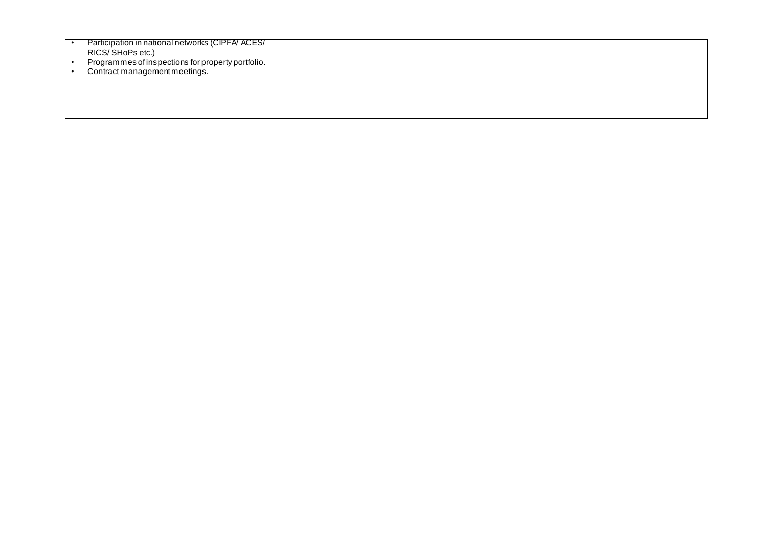| | | |
|---|---|---|
| • Participation in national networks (CIPFA/ ACES/ RICS/ SHoPs etc.)<br>• Programmes of inspections for property portfolio.<br>• Contract management meetings. | | |